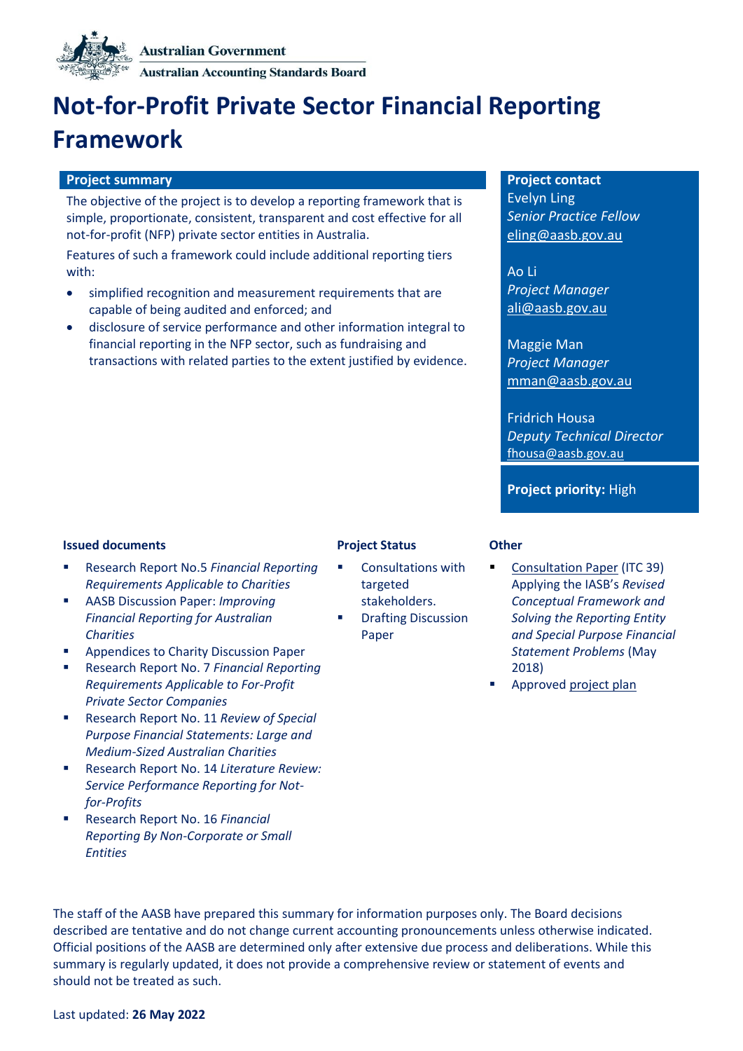Australian Government
Australian Accounting Standards Board

# Not-for-Profit Private Sector Financial Reporting Framework

## Project summary

The objective of the project is to develop a reporting framework that is simple, proportionate, consistent, transparent and cost effective for all not-for-profit (NFP) private sector entities in Australia.

Features of such a framework could include additional reporting tiers with:

- simplified recognition and measurement requirements that are capable of being audited and enforced; and
- disclosure of service performance and other information integral to financial reporting in the NFP sector, such as fundraising and transactions with related parties to the extent justified by evidence.

## Project contact

Evelyn Ling
*Senior Practice Fellow*
eling@aasb.gov.au

Ao Li
*Project Manager*
ali@aasb.gov.au

Maggie Man
*Project Manager*
mman@aasb.gov.au

Fridrich Housa
*Deputy Technical Director*
fhousa@aasb.gov.au

**Project priority:** High

### Issued documents

- Research Report No.5 *Financial Reporting Requirements Applicable to Charities*
- AASB Discussion Paper: *Improving Financial Reporting for Australian Charities*
- Appendices to Charity Discussion Paper
- Research Report No. 7 *Financial Reporting Requirements Applicable to For-Profit Private Sector Companies*
- Research Report No. 11 *Review of Special Purpose Financial Statements: Large and Medium-Sized Australian Charities*
- Research Report No. 14 *Literature Review: Service Performance Reporting for Not-for-Profits*
- Research Report No. 16 *Financial Reporting By Non-Corporate or Small Entities*

### Project Status

- Consultations with targeted stakeholders.
- Drafting Discussion Paper

### Other

- Consultation Paper (ITC 39) Applying the IASB's *Revised Conceptual Framework and Solving the Reporting Entity and Special Purpose Financial Statement Problems* (May 2018)
- Approved project plan

The staff of the AASB have prepared this summary for information purposes only. The Board decisions described are tentative and do not change current accounting pronouncements unless otherwise indicated. Official positions of the AASB are determined only after extensive due process and deliberations. While this summary is regularly updated, it does not provide a comprehensive review or statement of events and should not be treated as such.

Last updated: **26 May 2022**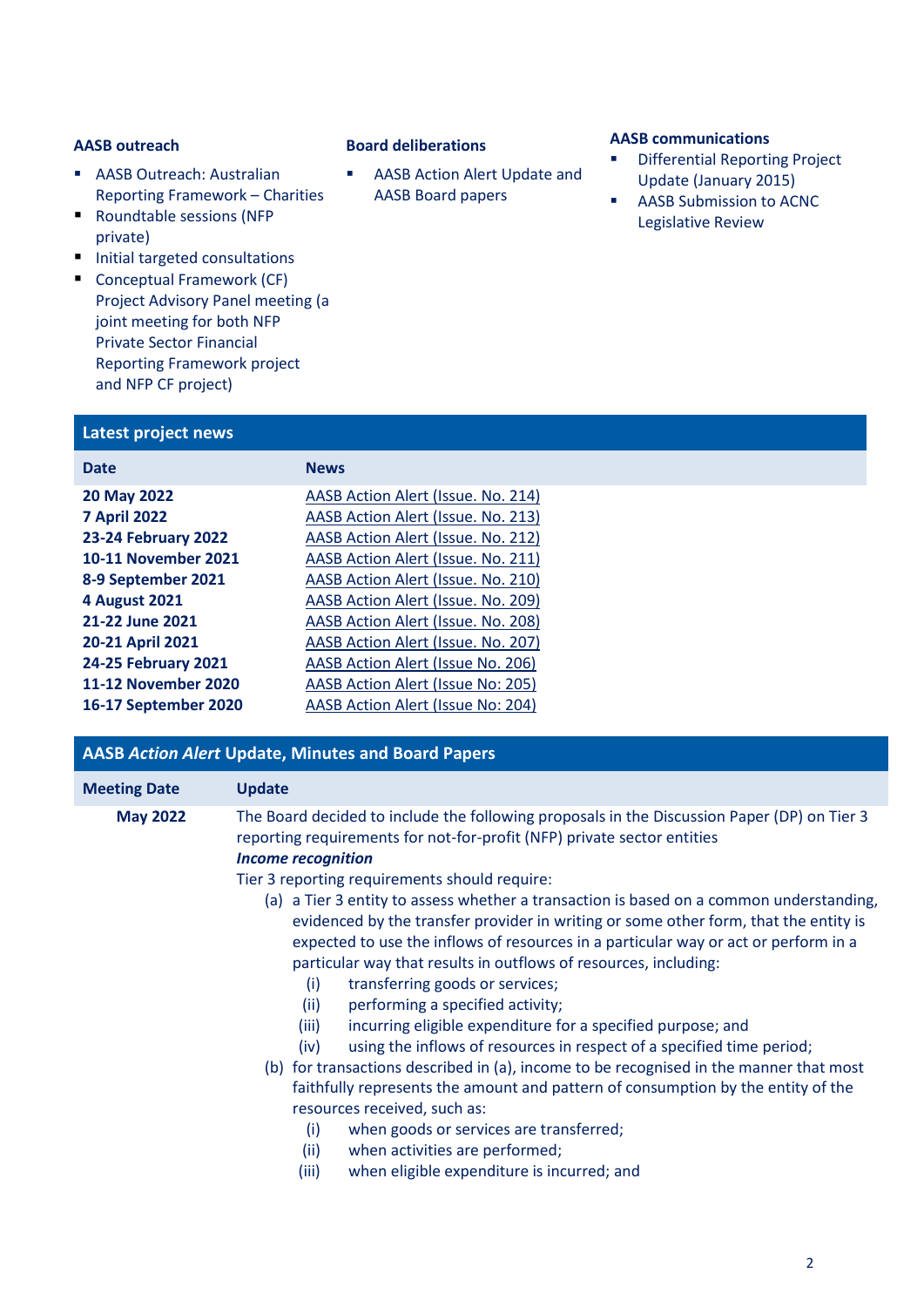**AASB outreach**

- AASB Outreach: Australian Reporting Framework – Charities
- Roundtable sessions (NFP private)
- Initial targeted consultations
- Conceptual Framework (CF) Project Advisory Panel meeting (a joint meeting for both NFP Private Sector Financial Reporting Framework project and NFP CF project)

**Board deliberations**

- AASB Action Alert Update and AASB Board papers

**AASB communications**

- Differential Reporting Project Update (January 2015)
- AASB Submission to ACNC Legislative Review

## Latest project news

| Date | News |
| --- | --- |
| **20 May 2022** | AASB Action Alert (Issue. No. 214) |
| **7 April 2022** | AASB Action Alert (Issue. No. 213) |
| **23-24 February 2022** | AASB Action Alert (Issue. No. 212) |
| **10-11 November 2021** | AASB Action Alert (Issue. No. 211) |
| **8-9 September 2021** | AASB Action Alert (Issue. No. 210) |
| **4 August 2021** | AASB Action Alert (Issue. No. 209) |
| **21-22 June 2021** | AASB Action Alert (Issue. No. 208) |
| **20-21 April 2021** | AASB Action Alert (Issue. No. 207) |
| **24-25 February 2021** | AASB Action Alert (Issue No. 206) |
| **11-12 November 2020** | AASB Action Alert (Issue No: 205) |
| **16-17 September 2020** | AASB Action Alert (Issue No: 204) |

## AASB *Action Alert* Update, Minutes and Board Papers

| Meeting Date | Update |
| --- | --- |
| **May 2022** | The Board decided to include the following proposals in the Discussion Paper (DP) on Tier 3 reporting requirements for not-for-profit (NFP) private sector entities<br>***Income recognition***<br>Tier 3 reporting requirements should require:<br>(a) a Tier 3 entity to assess whether a transaction is based on a common understanding, evidenced by the transfer provider in writing or some other form, that the entity is expected to use the inflows of resources in a particular way or act or perform in a particular way that results in outflows of resources, including:<br>(i) transferring goods or services;<br>(ii) performing a specified activity;<br>(iii) incurring eligible expenditure for a specified purpose; and<br>(iv) using the inflows of resources in respect of a specified time period;<br>(b) for transactions described in (a), income to be recognised in the manner that most faithfully represents the amount and pattern of consumption by the entity of the resources received, such as:<br>(i) when goods or services are transferred;<br>(ii) when activities are performed;<br>(iii) when eligible expenditure is incurred; and |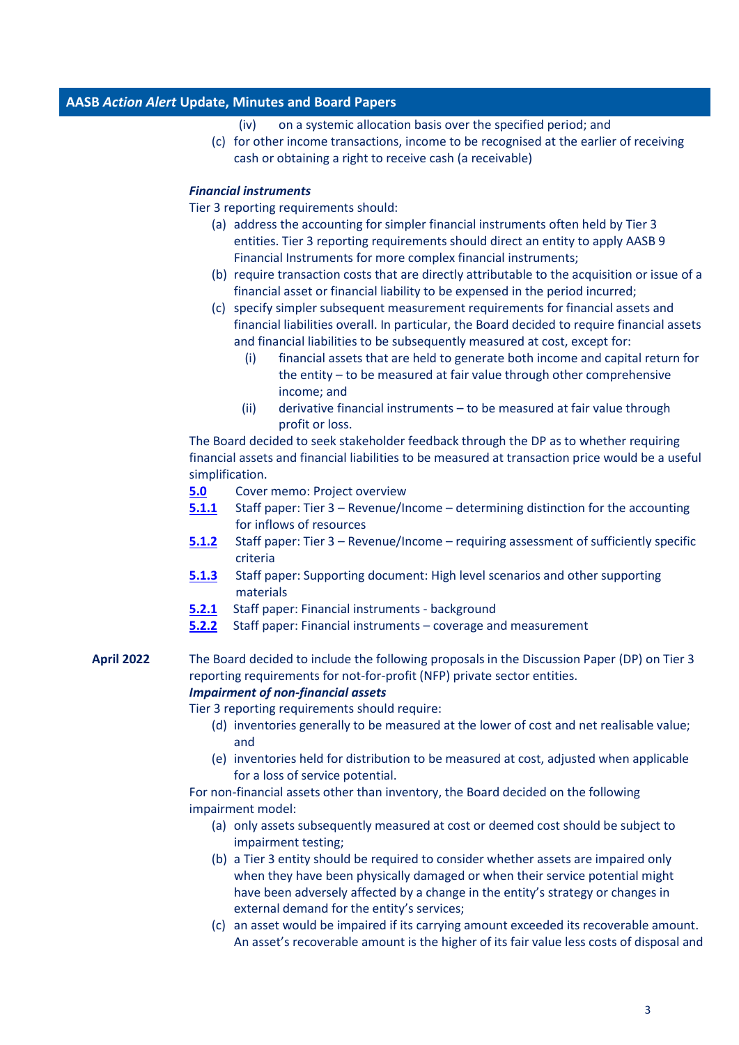(iv) on a systemic allocation basis over the specified period; and

(c) for other income transactions, income to be recognised at the earlier of receiving cash or obtaining a right to receive cash (a receivable)

***Financial instruments***

Tier 3 reporting requirements should:

(a) address the accounting for simpler financial instruments often held by Tier 3 entities. Tier 3 reporting requirements should direct an entity to apply AASB 9 Financial Instruments for more complex financial instruments;

(b) require transaction costs that are directly attributable to the acquisition or issue of a financial asset or financial liability to be expensed in the period incurred;

(c) specify simpler subsequent measurement requirements for financial assets and financial liabilities overall. In particular, the Board decided to require financial assets and financial liabilities to be subsequently measured at cost, except for:

  (i) financial assets that are held to generate both income and capital return for the entity – to be measured at fair value through other comprehensive income; and

  (ii) derivative financial instruments – to be measured at fair value through profit or loss.

The Board decided to seek stakeholder feedback through the DP as to whether requiring financial assets and financial liabilities to be measured at transaction price would be a useful simplification.

**5.0** Cover memo: Project overview

**5.1.1** Staff paper: Tier 3 – Revenue/Income – determining distinction for the accounting for inflows of resources

**5.1.2** Staff paper: Tier 3 – Revenue/Income – requiring assessment of sufficiently specific criteria

**5.1.3** Staff paper: Supporting document: High level scenarios and other supporting materials

**5.2.1** Staff paper: Financial instruments - background

**5.2.2** Staff paper: Financial instruments – coverage and measurement

**April 2022**

The Board decided to include the following proposals in the Discussion Paper (DP) on Tier 3 reporting requirements for not-for-profit (NFP) private sector entities.

***Impairment of non-financial assets***

Tier 3 reporting requirements should require:

(d) inventories generally to be measured at the lower of cost and net realisable value; and

(e) inventories held for distribution to be measured at cost, adjusted when applicable for a loss of service potential.

For non-financial assets other than inventory, the Board decided on the following impairment model:

(a) only assets subsequently measured at cost or deemed cost should be subject to impairment testing;

(b) a Tier 3 entity should be required to consider whether assets are impaired only when they have been physically damaged or when their service potential might have been adversely affected by a change in the entity's strategy or changes in external demand for the entity's services;

(c) an asset would be impaired if its carrying amount exceeded its recoverable amount. An asset's recoverable amount is the higher of its fair value less costs of disposal and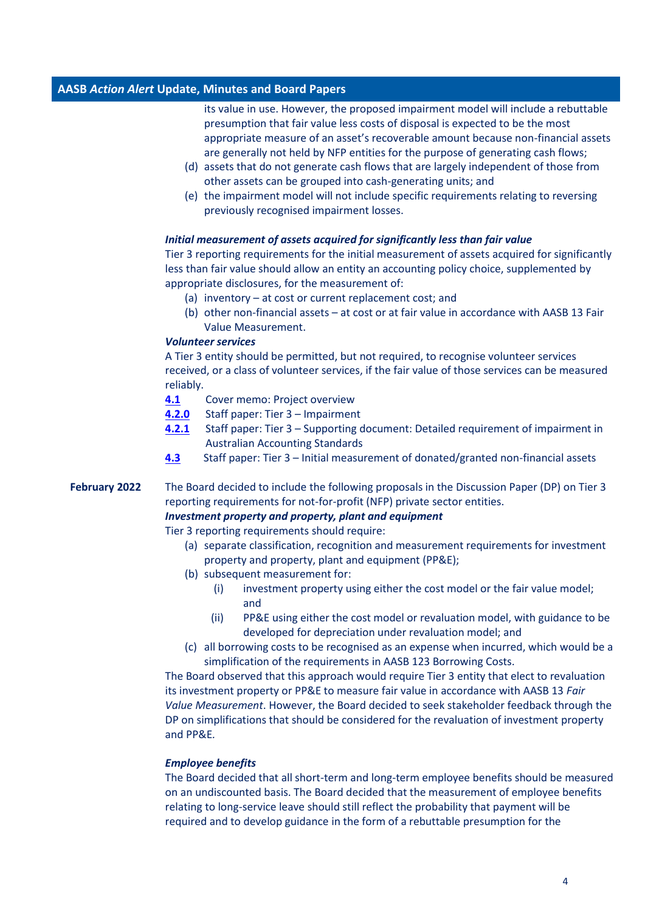its value in use. However, the proposed impairment model will include a rebuttable presumption that fair value less costs of disposal is expected to be the most appropriate measure of an asset's recoverable amount because non-financial assets are generally not held by NFP entities for the purpose of generating cash flows;

(d) assets that do not generate cash flows that are largely independent of those from other assets can be grouped into cash-generating units; and

(e) the impairment model will not include specific requirements relating to reversing previously recognised impairment losses.

***Initial measurement of assets acquired for significantly less than fair value***

Tier 3 reporting requirements for the initial measurement of assets acquired for significantly less than fair value should allow an entity an accounting policy choice, supplemented by appropriate disclosures, for the measurement of:

(a) inventory – at cost or current replacement cost; and

(b) other non-financial assets – at cost or at fair value in accordance with AASB 13 Fair Value Measurement.

***Volunteer services***

A Tier 3 entity should be permitted, but not required, to recognise volunteer services received, or a class of volunteer services, if the fair value of those services can be measured reliably.

**4.1** Cover memo: Project overview

**4.2.0** Staff paper: Tier 3 – Impairment

**4.2.1** Staff paper: Tier 3 – Supporting document: Detailed requirement of impairment in Australian Accounting Standards

**4.3** Staff paper: Tier 3 – Initial measurement of donated/granted non-financial assets

**February 2022**

The Board decided to include the following proposals in the Discussion Paper (DP) on Tier 3 reporting requirements for not-for-profit (NFP) private sector entities.

***Investment property and property, plant and equipment***

Tier 3 reporting requirements should require:

(a) separate classification, recognition and measurement requirements for investment property and property, plant and equipment (PP&E);

(b) subsequent measurement for:

  (i) investment property using either the cost model or the fair value model; and

  (ii) PP&E using either the cost model or revaluation model, with guidance to be developed for depreciation under revaluation model; and

(c) all borrowing costs to be recognised as an expense when incurred, which would be a simplification of the requirements in AASB 123 Borrowing Costs.

The Board observed that this approach would require Tier 3 entity that elect to revaluation its investment property or PP&E to measure fair value in accordance with AASB 13 *Fair Value Measurement*. However, the Board decided to seek stakeholder feedback through the DP on simplifications that should be considered for the revaluation of investment property and PP&E.

***Employee benefits***

The Board decided that all short-term and long-term employee benefits should be measured on an undiscounted basis. The Board decided that the measurement of employee benefits relating to long-service leave should still reflect the probability that payment will be required and to develop guidance in the form of a rebuttable presumption for the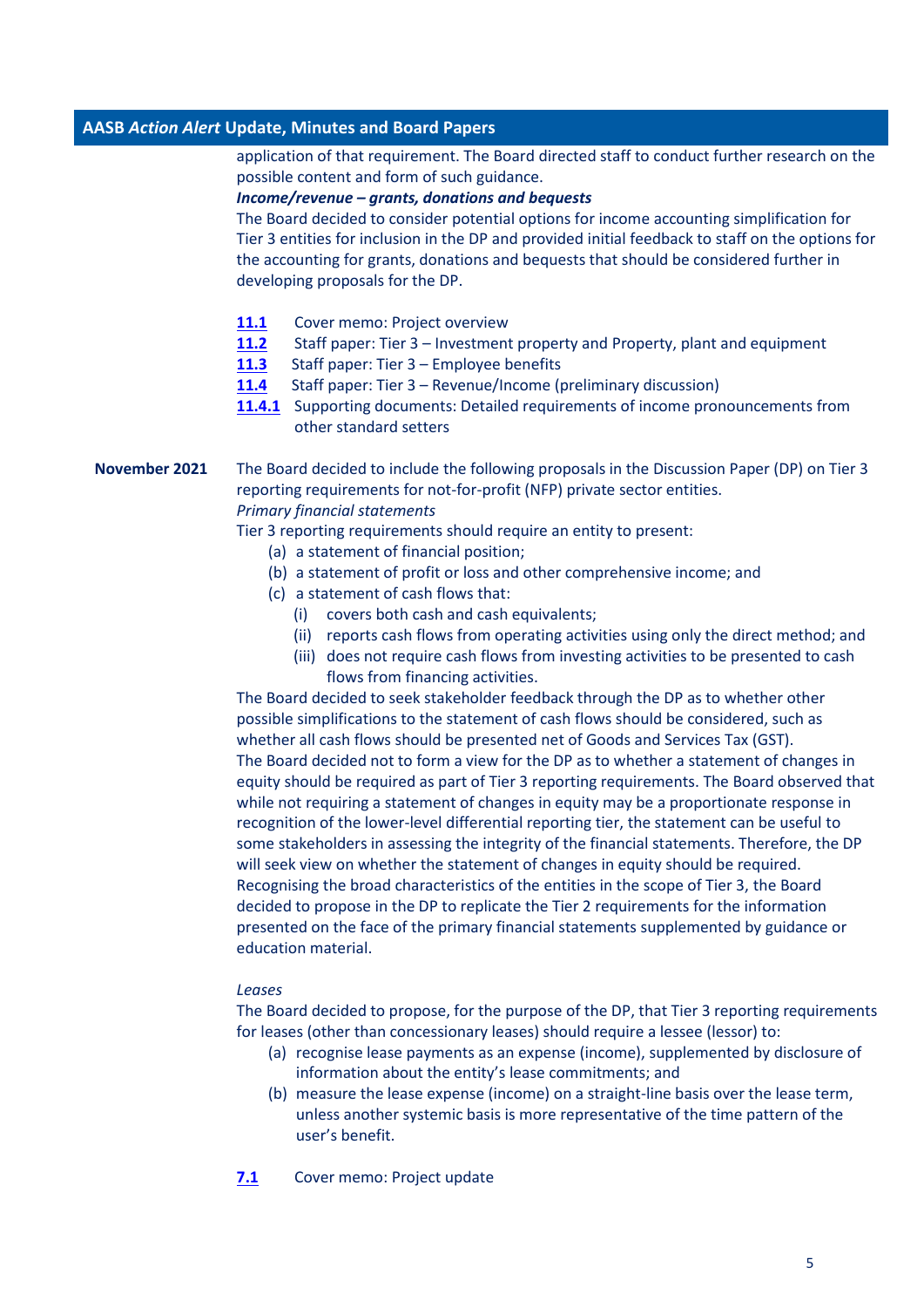application of that requirement. The Board directed staff to conduct further research on the possible content and form of such guidance.

***Income/revenue – grants, donations and bequests***

The Board decided to consider potential options for income accounting simplification for Tier 3 entities for inclusion in the DP and provided initial feedback to staff on the options for the accounting for grants, donations and bequests that should be considered further in developing proposals for the DP.

- **11.1** Cover memo: Project overview
- **11.2** Staff paper: Tier 3 – Investment property and Property, plant and equipment
- **11.3** Staff paper: Tier 3 – Employee benefits
- **11.4** Staff paper: Tier 3 – Revenue/Income (preliminary discussion)
- **11.4.1** Supporting documents: Detailed requirements of income pronouncements from other standard setters

**November 2021**

The Board decided to include the following proposals in the Discussion Paper (DP) on Tier 3 reporting requirements for not-for-profit (NFP) private sector entities.

*Primary financial statements*

Tier 3 reporting requirements should require an entity to present:

(a) a statement of financial position;
(b) a statement of profit or loss and other comprehensive income; and
(c) a statement of cash flows that:
  (i) covers both cash and cash equivalents;
  (ii) reports cash flows from operating activities using only the direct method; and
  (iii) does not require cash flows from investing activities to be presented to cash flows from financing activities.

The Board decided to seek stakeholder feedback through the DP as to whether other possible simplifications to the statement of cash flows should be considered, such as whether all cash flows should be presented net of Goods and Services Tax (GST).

The Board decided not to form a view for the DP as to whether a statement of changes in equity should be required as part of Tier 3 reporting requirements. The Board observed that while not requiring a statement of changes in equity may be a proportionate response in recognition of the lower-level differential reporting tier, the statement can be useful to some stakeholders in assessing the integrity of the financial statements. Therefore, the DP will seek view on whether the statement of changes in equity should be required.

Recognising the broad characteristics of the entities in the scope of Tier 3, the Board decided to propose in the DP to replicate the Tier 2 requirements for the information presented on the face of the primary financial statements supplemented by guidance or education material.

*Leases*

The Board decided to propose, for the purpose of the DP, that Tier 3 reporting requirements for leases (other than concessionary leases) should require a lessee (lessor) to:

(a) recognise lease payments as an expense (income), supplemented by disclosure of information about the entity's lease commitments; and
(b) measure the lease expense (income) on a straight-line basis over the lease term, unless another systemic basis is more representative of the time pattern of the user's benefit.

- **7.1** Cover memo: Project update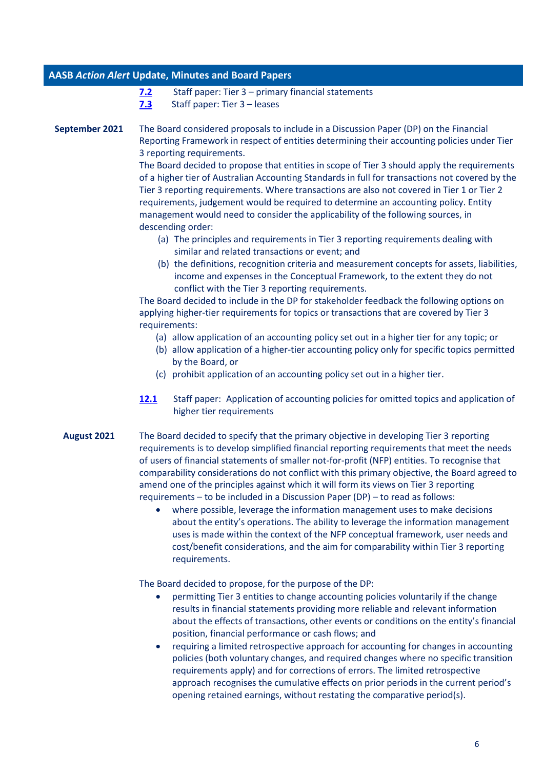## AASB *Action Alert* Update, Minutes and Board Papers

**7.2** Staff paper: Tier 3 – primary financial statements

**7.3** Staff paper: Tier 3 – leases

**September 2021**

The Board considered proposals to include in a Discussion Paper (DP) on the Financial Reporting Framework in respect of entities determining their accounting policies under Tier 3 reporting requirements.

The Board decided to propose that entities in scope of Tier 3 should apply the requirements of a higher tier of Australian Accounting Standards in full for transactions not covered by the Tier 3 reporting requirements. Where transactions are also not covered in Tier 1 or Tier 2 requirements, judgement would be required to determine an accounting policy. Entity management would need to consider the applicability of the following sources, in descending order:

(a) The principles and requirements in Tier 3 reporting requirements dealing with similar and related transactions or event; and

(b) the definitions, recognition criteria and measurement concepts for assets, liabilities, income and expenses in the Conceptual Framework, to the extent they do not conflict with the Tier 3 reporting requirements.

The Board decided to include in the DP for stakeholder feedback the following options on applying higher-tier requirements for topics or transactions that are covered by Tier 3 requirements:

(a) allow application of an accounting policy set out in a higher tier for any topic; or

(b) allow application of a higher-tier accounting policy only for specific topics permitted by the Board, or

(c) prohibit application of an accounting policy set out in a higher tier.

**12.1** Staff paper: Application of accounting policies for omitted topics and application of higher tier requirements

**August 2021**

The Board decided to specify that the primary objective in developing Tier 3 reporting requirements is to develop simplified financial reporting requirements that meet the needs of users of financial statements of smaller not-for-profit (NFP) entities. To recognise that comparability considerations do not conflict with this primary objective, the Board agreed to amend one of the principles against which it will form its views on Tier 3 reporting requirements – to be included in a Discussion Paper (DP) – to read as follows:

- where possible, leverage the information management uses to make decisions about the entity's operations. The ability to leverage the information management uses is made within the context of the NFP conceptual framework, user needs and cost/benefit considerations, and the aim for comparability within Tier 3 reporting requirements.

The Board decided to propose, for the purpose of the DP:

- permitting Tier 3 entities to change accounting policies voluntarily if the change results in financial statements providing more reliable and relevant information about the effects of transactions, other events or conditions on the entity's financial position, financial performance or cash flows; and
- requiring a limited retrospective approach for accounting for changes in accounting policies (both voluntary changes, and required changes where no specific transition requirements apply) and for corrections of errors. The limited retrospective approach recognises the cumulative effects on prior periods in the current period's opening retained earnings, without restating the comparative period(s).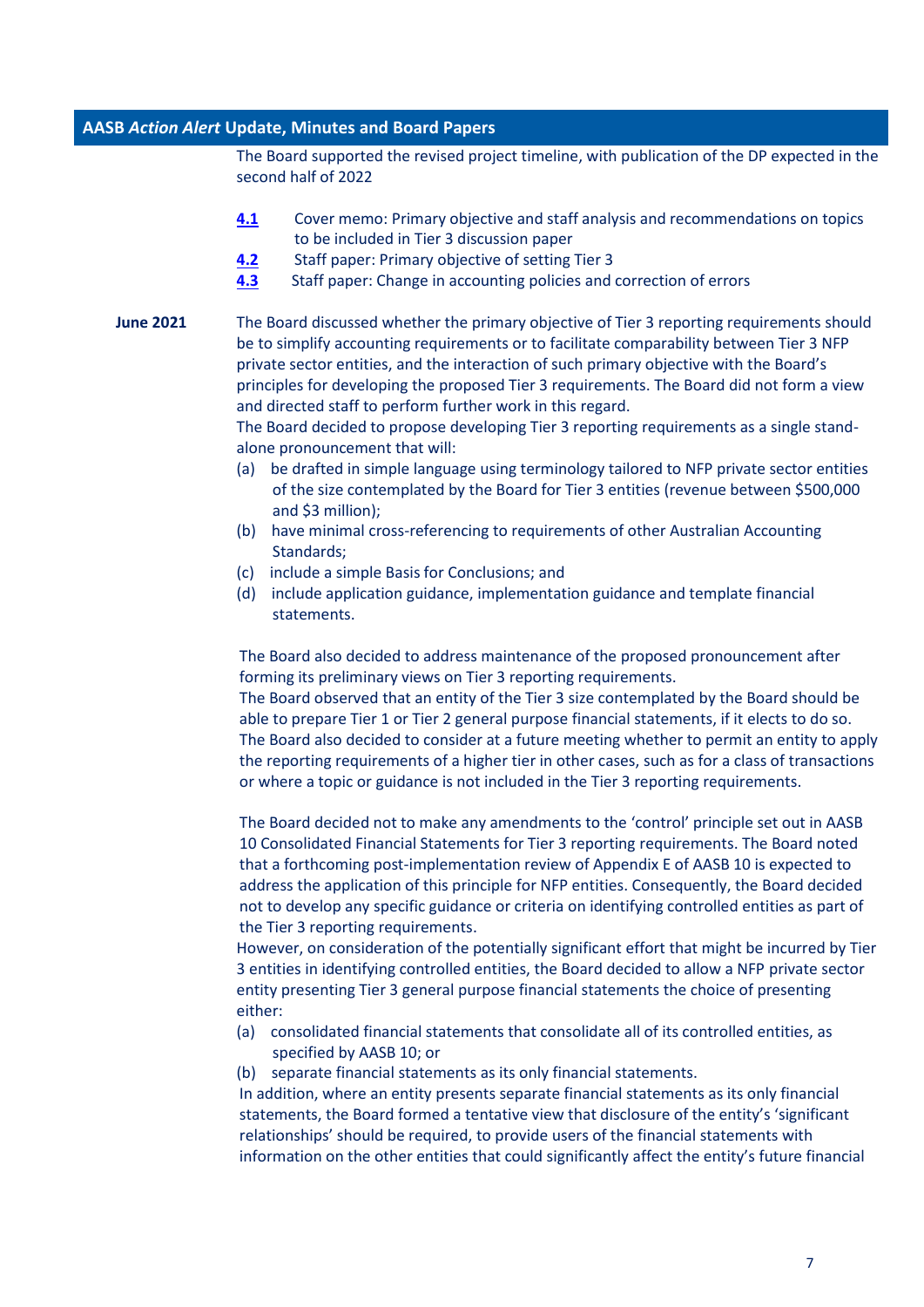The Board supported the revised project timeline, with publication of the DP expected in the second half of 2022

- **4.1** Cover memo: Primary objective and staff analysis and recommendations on topics to be included in Tier 3 discussion paper
- **4.2** Staff paper: Primary objective of setting Tier 3
- **4.3** Staff paper: Change in accounting policies and correction of errors

**June 2021**

The Board discussed whether the primary objective of Tier 3 reporting requirements should be to simplify accounting requirements or to facilitate comparability between Tier 3 NFP private sector entities, and the interaction of such primary objective with the Board's principles for developing the proposed Tier 3 requirements. The Board did not form a view and directed staff to perform further work in this regard.

The Board decided to propose developing Tier 3 reporting requirements as a single stand-alone pronouncement that will:

(a) be drafted in simple language using terminology tailored to NFP private sector entities of the size contemplated by the Board for Tier 3 entities (revenue between $500,000 and $3 million);
(b) have minimal cross-referencing to requirements of other Australian Accounting Standards;
(c) include a simple Basis for Conclusions; and
(d) include application guidance, implementation guidance and template financial statements.

The Board also decided to address maintenance of the proposed pronouncement after forming its preliminary views on Tier 3 reporting requirements.

The Board observed that an entity of the Tier 3 size contemplated by the Board should be able to prepare Tier 1 or Tier 2 general purpose financial statements, if it elects to do so. The Board also decided to consider at a future meeting whether to permit an entity to apply the reporting requirements of a higher tier in other cases, such as for a class of transactions or where a topic or guidance is not included in the Tier 3 reporting requirements.

The Board decided not to make any amendments to the 'control' principle set out in AASB 10 Consolidated Financial Statements for Tier 3 reporting requirements. The Board noted that a forthcoming post-implementation review of Appendix E of AASB 10 is expected to address the application of this principle for NFP entities. Consequently, the Board decided not to develop any specific guidance or criteria on identifying controlled entities as part of the Tier 3 reporting requirements.

However, on consideration of the potentially significant effort that might be incurred by Tier 3 entities in identifying controlled entities, the Board decided to allow a NFP private sector entity presenting Tier 3 general purpose financial statements the choice of presenting either:

(a) consolidated financial statements that consolidate all of its controlled entities, as specified by AASB 10; or
(b) separate financial statements as its only financial statements.

In addition, where an entity presents separate financial statements as its only financial statements, the Board formed a tentative view that disclosure of the entity's 'significant relationships' should be required, to provide users of the financial statements with information on the other entities that could significantly affect the entity's future financial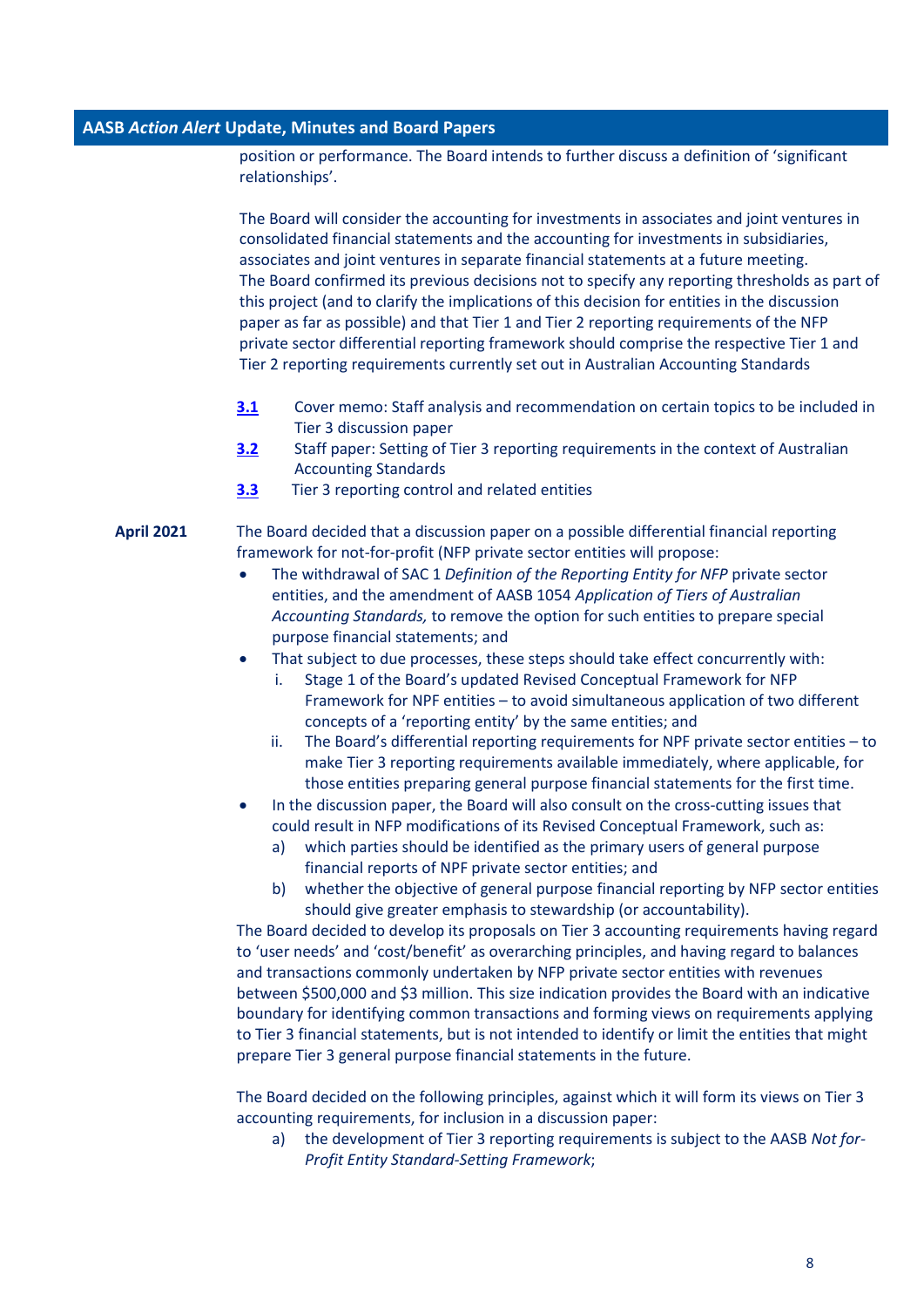position or performance. The Board intends to further discuss a definition of 'significant relationships'.

The Board will consider the accounting for investments in associates and joint ventures in consolidated financial statements and the accounting for investments in subsidiaries, associates and joint ventures in separate financial statements at a future meeting. The Board confirmed its previous decisions not to specify any reporting thresholds as part of this project (and to clarify the implications of this decision for entities in the discussion paper as far as possible) and that Tier 1 and Tier 2 reporting requirements of the NFP private sector differential reporting framework should comprise the respective Tier 1 and Tier 2 reporting requirements currently set out in Australian Accounting Standards

- **3.1** Cover memo: Staff analysis and recommendation on certain topics to be included in Tier 3 discussion paper
- **3.2** Staff paper: Setting of Tier 3 reporting requirements in the context of Australian Accounting Standards
- **3.3** Tier 3 reporting control and related entities

**April 2021**

The Board decided that a discussion paper on a possible differential financial reporting framework for not-for-profit (NFP private sector entities will propose:

- The withdrawal of SAC 1 *Definition of the Reporting Entity for NFP* private sector entities, and the amendment of AASB 1054 *Application of Tiers of Australian Accounting Standards,* to remove the option for such entities to prepare special purpose financial statements; and
- That subject to due processes, these steps should take effect concurrently with:
  - i. Stage 1 of the Board's updated Revised Conceptual Framework for NFP Framework for NPF entities – to avoid simultaneous application of two different concepts of a 'reporting entity' by the same entities; and
  - ii. The Board's differential reporting requirements for NPF private sector entities – to make Tier 3 reporting requirements available immediately, where applicable, for those entities preparing general purpose financial statements for the first time.
- In the discussion paper, the Board will also consult on the cross-cutting issues that could result in NFP modifications of its Revised Conceptual Framework, such as:
  - a) which parties should be identified as the primary users of general purpose financial reports of NPF private sector entities; and
  - b) whether the objective of general purpose financial reporting by NFP sector entities should give greater emphasis to stewardship (or accountability).

The Board decided to develop its proposals on Tier 3 accounting requirements having regard to 'user needs' and 'cost/benefit' as overarching principles, and having regard to balances and transactions commonly undertaken by NFP private sector entities with revenues between $500,000 and $3 million. This size indication provides the Board with an indicative boundary for identifying common transactions and forming views on requirements applying to Tier 3 financial statements, but is not intended to identify or limit the entities that might prepare Tier 3 general purpose financial statements in the future.

The Board decided on the following principles, against which it will form its views on Tier 3 accounting requirements, for inclusion in a discussion paper:

a) the development of Tier 3 reporting requirements is subject to the AASB *Not for-Profit Entity Standard-Setting Framework*;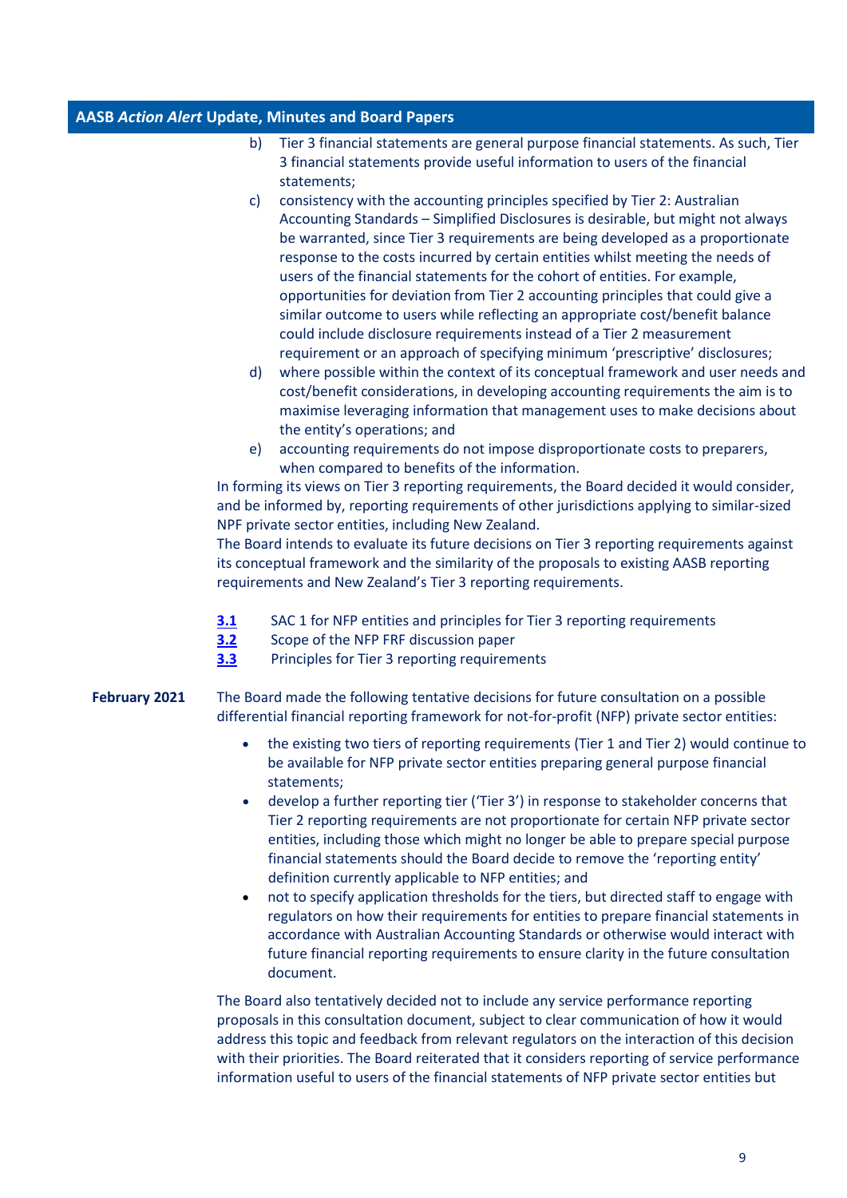b) Tier 3 financial statements are general purpose financial statements. As such, Tier 3 financial statements provide useful information to users of the financial statements;

c) consistency with the accounting principles specified by Tier 2: Australian Accounting Standards – Simplified Disclosures is desirable, but might not always be warranted, since Tier 3 requirements are being developed as a proportionate response to the costs incurred by certain entities whilst meeting the needs of users of the financial statements for the cohort of entities. For example, opportunities for deviation from Tier 2 accounting principles that could give a similar outcome to users while reflecting an appropriate cost/benefit balance could include disclosure requirements instead of a Tier 2 measurement requirement or an approach of specifying minimum 'prescriptive' disclosures;

d) where possible within the context of its conceptual framework and user needs and cost/benefit considerations, in developing accounting requirements the aim is to maximise leveraging information that management uses to make decisions about the entity's operations; and

e) accounting requirements do not impose disproportionate costs to preparers, when compared to benefits of the information.

In forming its views on Tier 3 reporting requirements, the Board decided it would consider, and be informed by, reporting requirements of other jurisdictions applying to similar-sized NPF private sector entities, including New Zealand.

The Board intends to evaluate its future decisions on Tier 3 reporting requirements against its conceptual framework and the similarity of the proposals to existing AASB reporting requirements and New Zealand's Tier 3 reporting requirements.

**3.1** SAC 1 for NFP entities and principles for Tier 3 reporting requirements
**3.2** Scope of the NFP FRF discussion paper
**3.3** Principles for Tier 3 reporting requirements

**February 2021**

The Board made the following tentative decisions for future consultation on a possible differential financial reporting framework for not-for-profit (NFP) private sector entities:

- the existing two tiers of reporting requirements (Tier 1 and Tier 2) would continue to be available for NFP private sector entities preparing general purpose financial statements;
- develop a further reporting tier ('Tier 3') in response to stakeholder concerns that Tier 2 reporting requirements are not proportionate for certain NFP private sector entities, including those which might no longer be able to prepare special purpose financial statements should the Board decide to remove the 'reporting entity' definition currently applicable to NFP entities; and
- not to specify application thresholds for the tiers, but directed staff to engage with regulators on how their requirements for entities to prepare financial statements in accordance with Australian Accounting Standards or otherwise would interact with future financial reporting requirements to ensure clarity in the future consultation document.

The Board also tentatively decided not to include any service performance reporting proposals in this consultation document, subject to clear communication of how it would address this topic and feedback from relevant regulators on the interaction of this decision with their priorities. The Board reiterated that it considers reporting of service performance information useful to users of the financial statements of NFP private sector entities but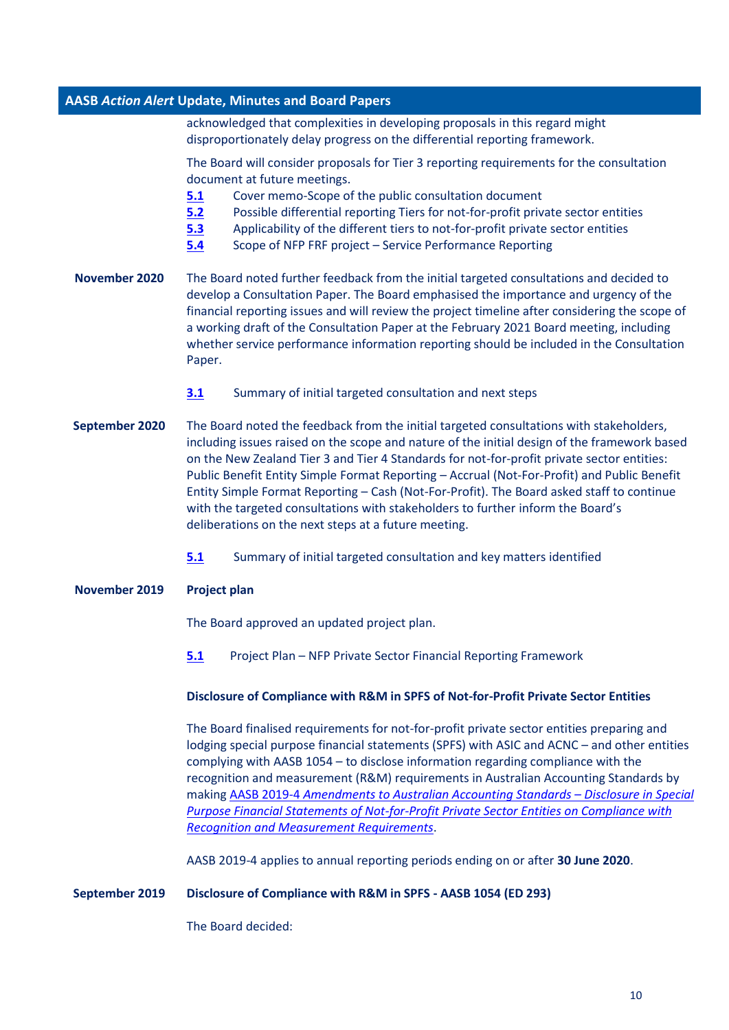acknowledged that complexities in developing proposals in this regard might disproportionately delay progress on the differential reporting framework.

The Board will consider proposals for Tier 3 reporting requirements for the consultation document at future meetings.

- **5.1** Cover memo-Scope of the public consultation document
- **5.2** Possible differential reporting Tiers for not-for-profit private sector entities
- **5.3** Applicability of the different tiers to not-for-profit private sector entities
- **5.4** Scope of NFP FRF project – Service Performance Reporting

**November 2020**

The Board noted further feedback from the initial targeted consultations and decided to develop a Consultation Paper. The Board emphasised the importance and urgency of the financial reporting issues and will review the project timeline after considering the scope of a working draft of the Consultation Paper at the February 2021 Board meeting, including whether service performance information reporting should be included in the Consultation Paper.

- **3.1** Summary of initial targeted consultation and next steps

**September 2020**

The Board noted the feedback from the initial targeted consultations with stakeholders, including issues raised on the scope and nature of the initial design of the framework based on the New Zealand Tier 3 and Tier 4 Standards for not-for-profit private sector entities: Public Benefit Entity Simple Format Reporting – Accrual (Not-For-Profit) and Public Benefit Entity Simple Format Reporting – Cash (Not-For-Profit). The Board asked staff to continue with the targeted consultations with stakeholders to further inform the Board's deliberations on the next steps at a future meeting.

- **5.1** Summary of initial targeted consultation and key matters identified

**November 2019**

**Project plan**

The Board approved an updated project plan.

- **5.1** Project Plan – NFP Private Sector Financial Reporting Framework

**Disclosure of Compliance with R&M in SPFS of Not-for-Profit Private Sector Entities**

The Board finalised requirements for not-for-profit private sector entities preparing and lodging special purpose financial statements (SPFS) with ASIC and ACNC – and other entities complying with AASB 1054 – to disclose information regarding compliance with the recognition and measurement (R&M) requirements in Australian Accounting Standards by making AASB 2019-4 *Amendments to Australian Accounting Standards – Disclosure in Special Purpose Financial Statements of Not-for-Profit Private Sector Entities on Compliance with Recognition and Measurement Requirements*.

AASB 2019-4 applies to annual reporting periods ending on or after **30 June 2020**.

**September 2019**

**Disclosure of Compliance with R&M in SPFS - AASB 1054 (ED 293)**

The Board decided: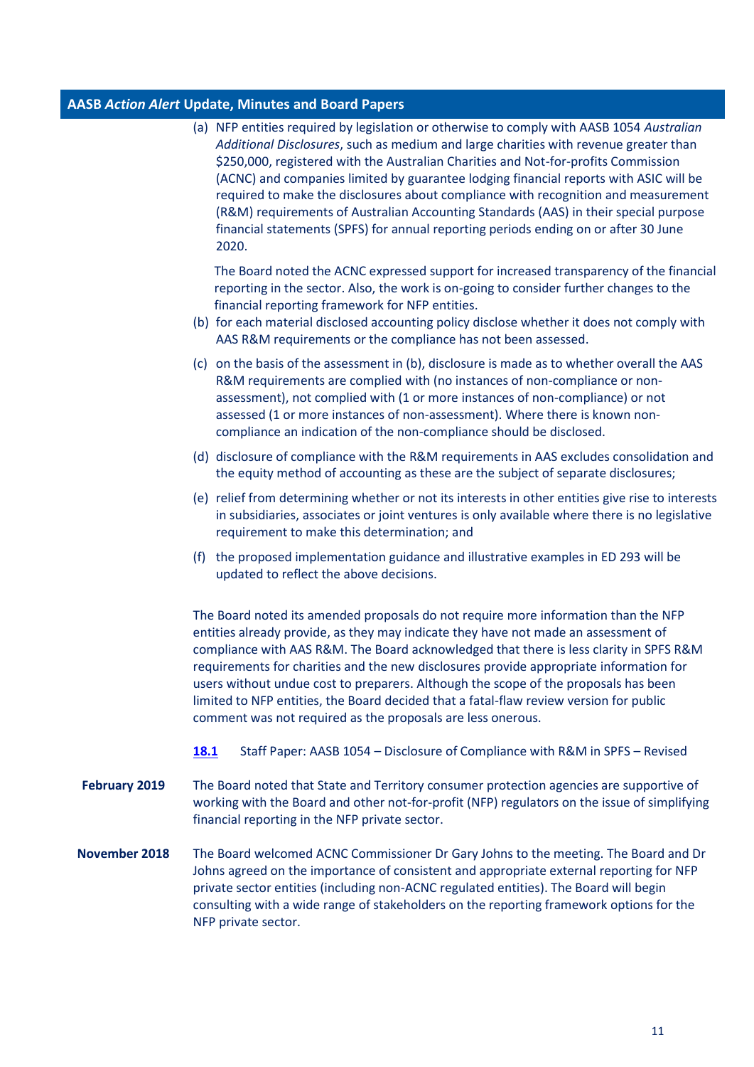## AASB *Action Alert* Update, Minutes and Board Papers

(a) NFP entities required by legislation or otherwise to comply with AASB 1054 *Australian Additional Disclosures*, such as medium and large charities with revenue greater than $250,000, registered with the Australian Charities and Not-for-profits Commission (ACNC) and companies limited by guarantee lodging financial reports with ASIC will be required to make the disclosures about compliance with recognition and measurement (R&M) requirements of Australian Accounting Standards (AAS) in their special purpose financial statements (SPFS) for annual reporting periods ending on or after 30 June 2020.

The Board noted the ACNC expressed support for increased transparency of the financial reporting in the sector. Also, the work is on-going to consider further changes to the financial reporting framework for NFP entities.

(b) for each material disclosed accounting policy disclose whether it does not comply with AAS R&M requirements or the compliance has not been assessed.

(c) on the basis of the assessment in (b), disclosure is made as to whether overall the AAS R&M requirements are complied with (no instances of non-compliance or non-assessment), not complied with (1 or more instances of non-compliance) or not assessed (1 or more instances of non-assessment). Where there is known non-compliance an indication of the non-compliance should be disclosed.

(d) disclosure of compliance with the R&M requirements in AAS excludes consolidation and the equity method of accounting as these are the subject of separate disclosures;

(e) relief from determining whether or not its interests in other entities give rise to interests in subsidiaries, associates or joint ventures is only available where there is no legislative requirement to make this determination; and

(f) the proposed implementation guidance and illustrative examples in ED 293 will be updated to reflect the above decisions.

The Board noted its amended proposals do not require more information than the NFP entities already provide, as they may indicate they have not made an assessment of compliance with AAS R&M. The Board acknowledged that there is less clarity in SPFS R&M requirements for charities and the new disclosures provide appropriate information for users without undue cost to preparers. Although the scope of the proposals has been limited to NFP entities, the Board decided that a fatal-flaw review version for public comment was not required as the proposals are less onerous.

**18.1** Staff Paper: AASB 1054 – Disclosure of Compliance with R&M in SPFS – Revised

**February 2019**

The Board noted that State and Territory consumer protection agencies are supportive of working with the Board and other not-for-profit (NFP) regulators on the issue of simplifying financial reporting in the NFP private sector.

**November 2018**

The Board welcomed ACNC Commissioner Dr Gary Johns to the meeting. The Board and Dr Johns agreed on the importance of consistent and appropriate external reporting for NFP private sector entities (including non-ACNC regulated entities). The Board will begin consulting with a wide range of stakeholders on the reporting framework options for the NFP private sector.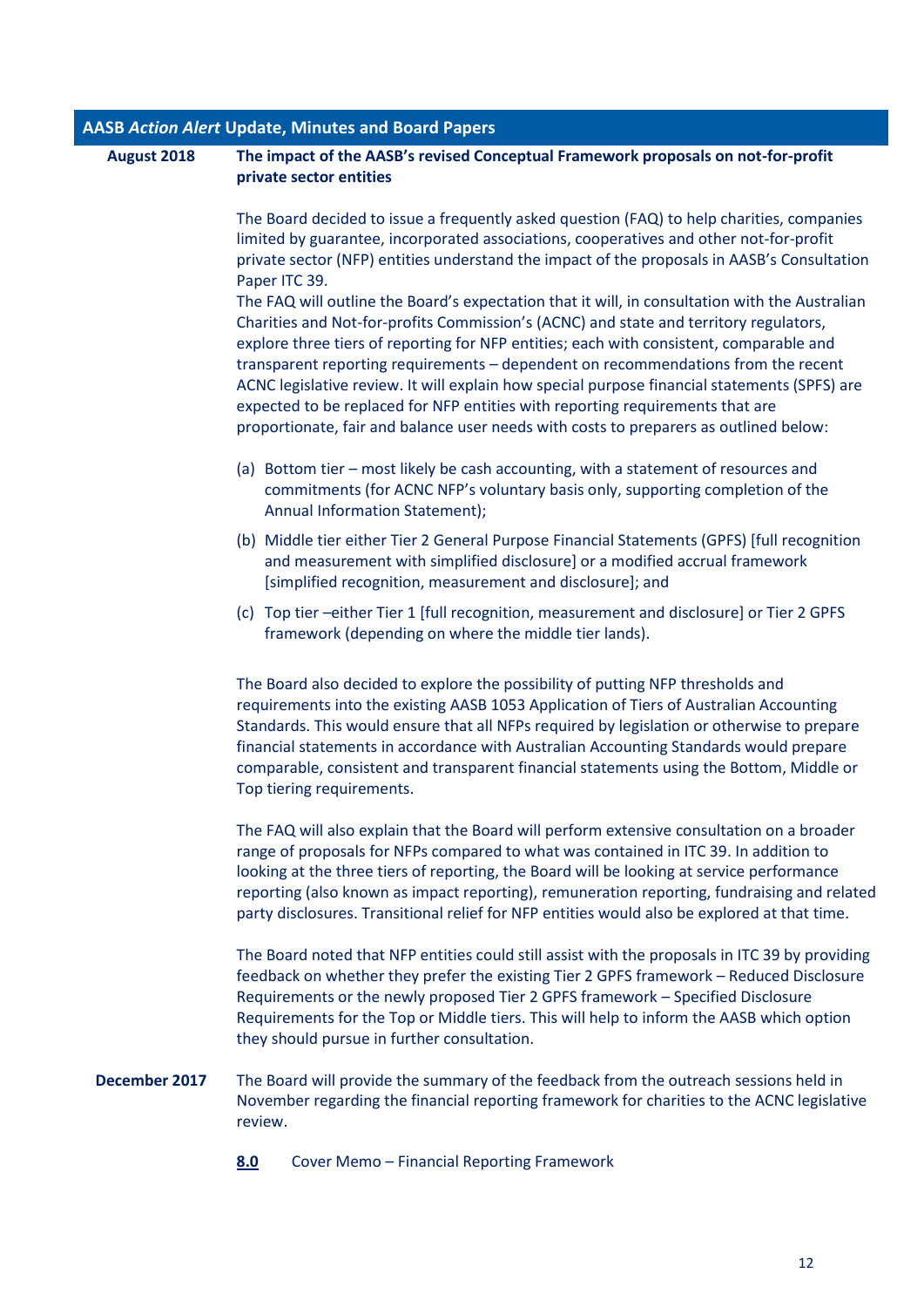## AASB *Action Alert* Update, Minutes and Board Papers

**August 2018** — **The impact of the AASB's revised Conceptual Framework proposals on not-for-profit private sector entities**

The Board decided to issue a frequently asked question (FAQ) to help charities, companies limited by guarantee, incorporated associations, cooperatives and other not-for-profit private sector (NFP) entities understand the impact of the proposals in AASB's Consultation Paper ITC 39.

The FAQ will outline the Board's expectation that it will, in consultation with the Australian Charities and Not-for-profits Commission's (ACNC) and state and territory regulators, explore three tiers of reporting for NFP entities; each with consistent, comparable and transparent reporting requirements – dependent on recommendations from the recent ACNC legislative review. It will explain how special purpose financial statements (SPFS) are expected to be replaced for NFP entities with reporting requirements that are proportionate, fair and balance user needs with costs to preparers as outlined below:

(a) Bottom tier – most likely be cash accounting, with a statement of resources and commitments (for ACNC NFP's voluntary basis only, supporting completion of the Annual Information Statement);

(b) Middle tier either Tier 2 General Purpose Financial Statements (GPFS) [full recognition and measurement with simplified disclosure] or a modified accrual framework [simplified recognition, measurement and disclosure]; and

(c) Top tier –either Tier 1 [full recognition, measurement and disclosure] or Tier 2 GPFS framework (depending on where the middle tier lands).

The Board also decided to explore the possibility of putting NFP thresholds and requirements into the existing AASB 1053 Application of Tiers of Australian Accounting Standards. This would ensure that all NFPs required by legislation or otherwise to prepare financial statements in accordance with Australian Accounting Standards would prepare comparable, consistent and transparent financial statements using the Bottom, Middle or Top tiering requirements.

The FAQ will also explain that the Board will perform extensive consultation on a broader range of proposals for NFPs compared to what was contained in ITC 39. In addition to looking at the three tiers of reporting, the Board will be looking at service performance reporting (also known as impact reporting), remuneration reporting, fundraising and related party disclosures. Transitional relief for NFP entities would also be explored at that time.

The Board noted that NFP entities could still assist with the proposals in ITC 39 by providing feedback on whether they prefer the existing Tier 2 GPFS framework – Reduced Disclosure Requirements or the newly proposed Tier 2 GPFS framework – Specified Disclosure Requirements for the Top or Middle tiers. This will help to inform the AASB which option they should pursue in further consultation.

**December 2017** — The Board will provide the summary of the feedback from the outreach sessions held in November regarding the financial reporting framework for charities to the ACNC legislative review.

**8.0** Cover Memo – Financial Reporting Framework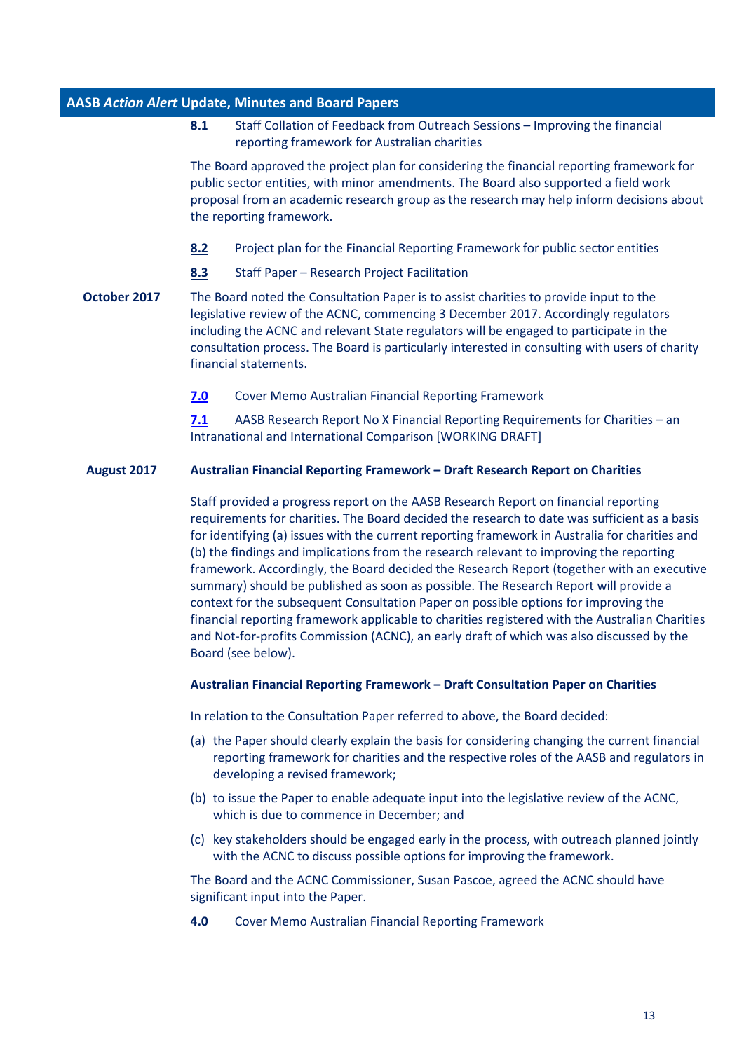## AASB *Action Alert* Update, Minutes and Board Papers

**8.1** Staff Collation of Feedback from Outreach Sessions – Improving the financial reporting framework for Australian charities

The Board approved the project plan for considering the financial reporting framework for public sector entities, with minor amendments. The Board also supported a field work proposal from an academic research group as the research may help inform decisions about the reporting framework.

**8.2** Project plan for the Financial Reporting Framework for public sector entities

**8.3** Staff Paper – Research Project Facilitation

**October 2017**

The Board noted the Consultation Paper is to assist charities to provide input to the legislative review of the ACNC, commencing 3 December 2017. Accordingly regulators including the ACNC and relevant State regulators will be engaged to participate in the consultation process. The Board is particularly interested in consulting with users of charity financial statements.

**7.0** Cover Memo Australian Financial Reporting Framework

**7.1** AASB Research Report No X Financial Reporting Requirements for Charities – an Intranational and International Comparison [WORKING DRAFT]

**August 2017**

**Australian Financial Reporting Framework – Draft Research Report on Charities**

Staff provided a progress report on the AASB Research Report on financial reporting requirements for charities. The Board decided the research to date was sufficient as a basis for identifying (a) issues with the current reporting framework in Australia for charities and (b) the findings and implications from the research relevant to improving the reporting framework. Accordingly, the Board decided the Research Report (together with an executive summary) should be published as soon as possible. The Research Report will provide a context for the subsequent Consultation Paper on possible options for improving the financial reporting framework applicable to charities registered with the Australian Charities and Not-for-profits Commission (ACNC), an early draft of which was also discussed by the Board (see below).

**Australian Financial Reporting Framework – Draft Consultation Paper on Charities**

In relation to the Consultation Paper referred to above, the Board decided:

(a) the Paper should clearly explain the basis for considering changing the current financial reporting framework for charities and the respective roles of the AASB and regulators in developing a revised framework;

(b) to issue the Paper to enable adequate input into the legislative review of the ACNC, which is due to commence in December; and

(c) key stakeholders should be engaged early in the process, with outreach planned jointly with the ACNC to discuss possible options for improving the framework.

The Board and the ACNC Commissioner, Susan Pascoe, agreed the ACNC should have significant input into the Paper.

**4.0** Cover Memo Australian Financial Reporting Framework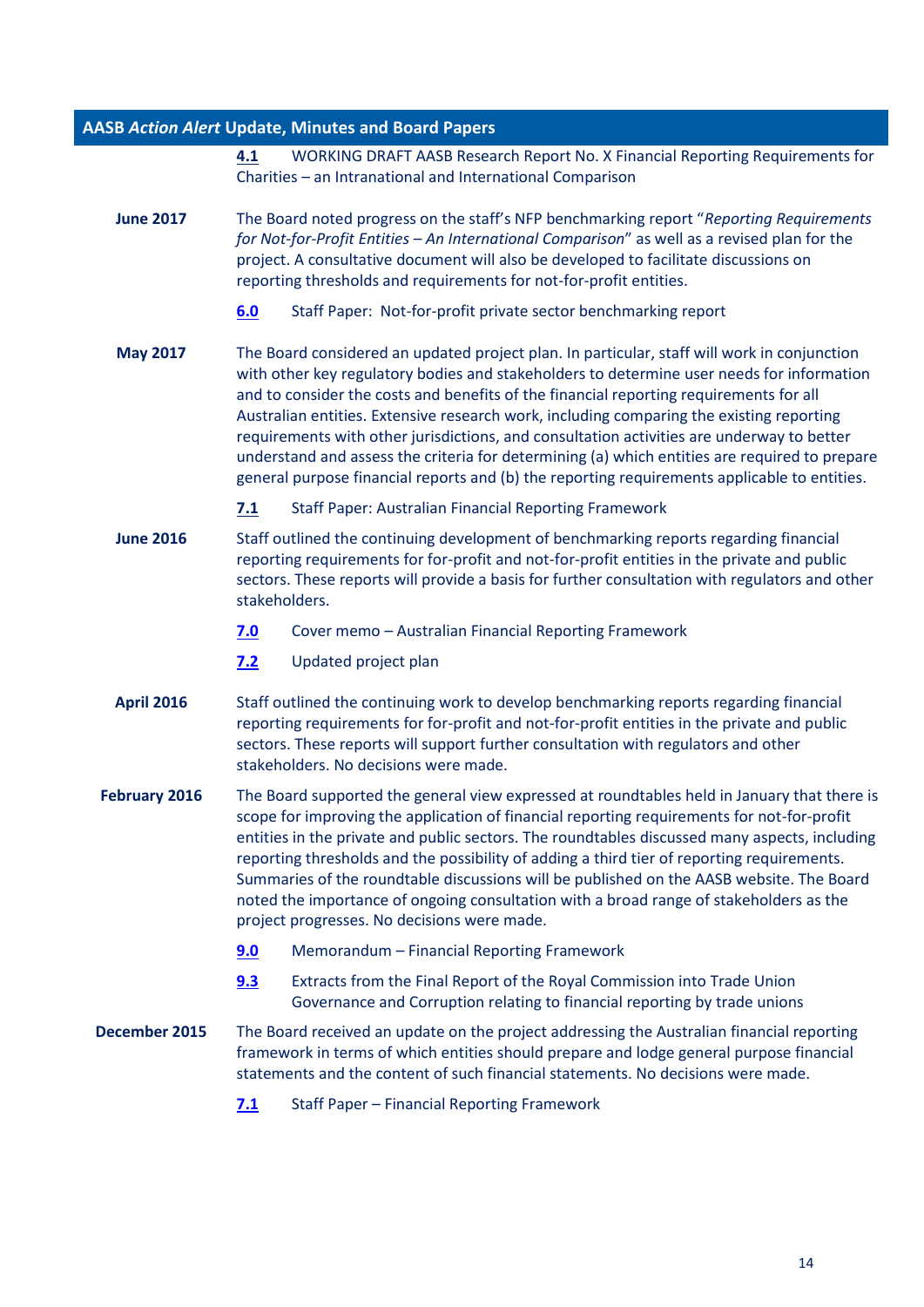## AASB *Action Alert* Update, Minutes and Board Papers

**4.1** WORKING DRAFT AASB Research Report No. X Financial Reporting Requirements for Charities – an Intranational and International Comparison

**June 2017**

The Board noted progress on the staff's NFP benchmarking report "*Reporting Requirements for Not-for-Profit Entities – An International Comparison*" as well as a revised plan for the project. A consultative document will also be developed to facilitate discussions on reporting thresholds and requirements for not-for-profit entities.

**6.0** Staff Paper: Not-for-profit private sector benchmarking report

**May 2017**

The Board considered an updated project plan. In particular, staff will work in conjunction with other key regulatory bodies and stakeholders to determine user needs for information and to consider the costs and benefits of the financial reporting requirements for all Australian entities. Extensive research work, including comparing the existing reporting requirements with other jurisdictions, and consultation activities are underway to better understand and assess the criteria for determining (a) which entities are required to prepare general purpose financial reports and (b) the reporting requirements applicable to entities.

**7.1** Staff Paper: Australian Financial Reporting Framework

**June 2016**

Staff outlined the continuing development of benchmarking reports regarding financial reporting requirements for for-profit and not-for-profit entities in the private and public sectors. These reports will provide a basis for further consultation with regulators and other stakeholders.

**7.0** Cover memo – Australian Financial Reporting Framework

**7.2** Updated project plan

**April 2016**

Staff outlined the continuing work to develop benchmarking reports regarding financial reporting requirements for for-profit and not-for-profit entities in the private and public sectors. These reports will support further consultation with regulators and other stakeholders. No decisions were made.

**February 2016**

The Board supported the general view expressed at roundtables held in January that there is scope for improving the application of financial reporting requirements for not-for-profit entities in the private and public sectors. The roundtables discussed many aspects, including reporting thresholds and the possibility of adding a third tier of reporting requirements. Summaries of the roundtable discussions will be published on the AASB website. The Board noted the importance of ongoing consultation with a broad range of stakeholders as the project progresses. No decisions were made.

**9.0** Memorandum – Financial Reporting Framework

**9.3** Extracts from the Final Report of the Royal Commission into Trade Union Governance and Corruption relating to financial reporting by trade unions

**December 2015**

The Board received an update on the project addressing the Australian financial reporting framework in terms of which entities should prepare and lodge general purpose financial statements and the content of such financial statements. No decisions were made.

**7.1** Staff Paper – Financial Reporting Framework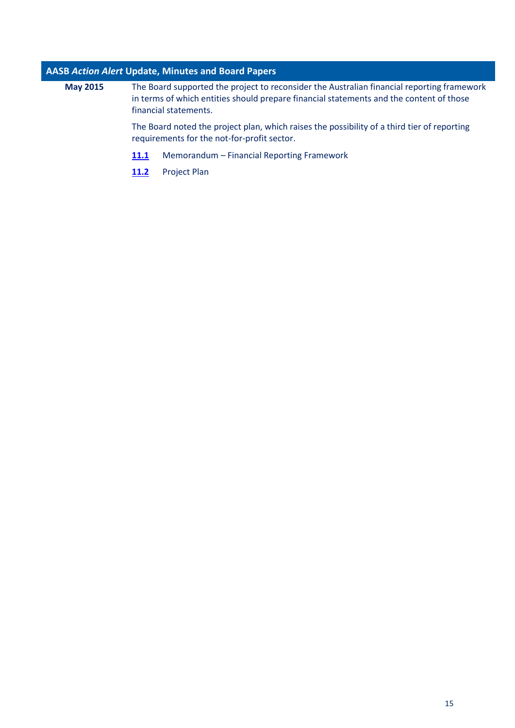| AASB *Action Alert* Update, Minutes and Board Papers | |
|---|---|
| **May 2015** | The Board supported the project to reconsider the Australian financial reporting framework in terms of which entities should prepare financial statements and the content of those financial statements.<br><br>The Board noted the project plan, which raises the possibility of a third tier of reporting requirements for the not-for-profit sector.<br><br>**11.1** Memorandum – Financial Reporting Framework<br><br>**11.2** Project Plan |